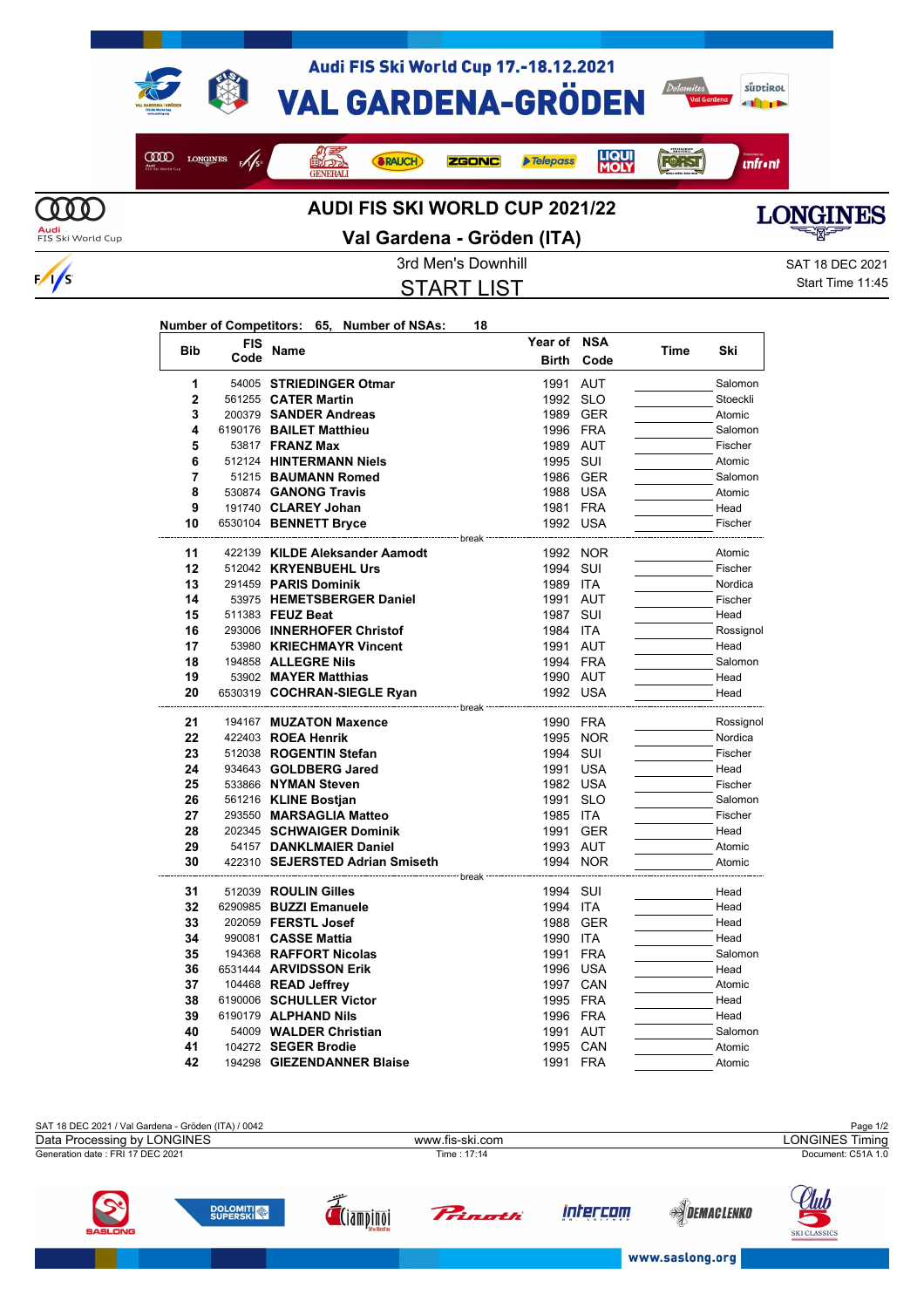# Audi FIS Ski World Cup 17.-18.12.2021

# VAL GARDENA-GRÖDEN

## AUDI FIS SKI WORLD CUP 2021/22

## Val Gardena - Gröden (ITA)

3rd Men's Downhill

SAT 18 DEC 2021

Start Time 11:45

## START LIST

**Number of Competitors: 65, Number of NSAs: 18**

| Bib | FIS Code | Name | Year of Birth | NSA Code | Time | Ski |
|---|---|---|---|---|---|---|
| 1 | 54005 | **STRIEDINGER Otmar** | 1991 | AUT | | Salomon |
| 2 | 561255 | **CATER Martin** | 1992 | SLO | | Stoeckli |
| 3 | 200379 | **SANDER Andreas** | 1989 | GER | | Atomic |
| 4 | 6190176 | **BAILET Matthieu** | 1996 | FRA | | Salomon |
| 5 | 53817 | **FRANZ Max** | 1989 | AUT | | Fischer |
| 6 | 512124 | **HINTERMANN Niels** | 1995 | SUI | | Atomic |
| 7 | 51215 | **BAUMANN Romed** | 1986 | GER | | Salomon |
| 8 | 530874 | **GANONG Travis** | 1988 | USA | | Atomic |
| 9 | 191740 | **CLAREY Johan** | 1981 | FRA | | Head |
| 10 | 6530104 | **BENNETT Bryce** | 1992 | USA | | Fischer |
| | | break | | | | |
| 11 | 422139 | **KILDE Aleksander Aamodt** | 1992 | NOR | | Atomic |
| 12 | 512042 | **KRYENBUEHL Urs** | 1994 | SUI | | Fischer |
| 13 | 291459 | **PARIS Dominik** | 1989 | ITA | | Nordica |
| 14 | 53975 | **HEMETSBERGER Daniel** | 1991 | AUT | | Fischer |
| 15 | 511383 | **FEUZ Beat** | 1987 | SUI | | Head |
| 16 | 293006 | **INNERHOFER Christof** | 1984 | ITA | | Rossignol |
| 17 | 53980 | **KRIECHMAYR Vincent** | 1991 | AUT | | Head |
| 18 | 194858 | **ALLEGRE Nils** | 1994 | FRA | | Salomon |
| 19 | 53902 | **MAYER Matthias** | 1990 | AUT | | Head |
| 20 | 6530319 | **COCHRAN-SIEGLE Ryan** | 1992 | USA | | Head |
| | | break | | | | |
| 21 | 194167 | **MUZATON Maxence** | 1990 | FRA | | Rossignol |
| 22 | 422403 | **ROEA Henrik** | 1995 | NOR | | Nordica |
| 23 | 512038 | **ROGENTIN Stefan** | 1994 | SUI | | Fischer |
| 24 | 934643 | **GOLDBERG Jared** | 1991 | USA | | Head |
| 25 | 533866 | **NYMAN Steven** | 1982 | USA | | Fischer |
| 26 | 561216 | **KLINE Bostjan** | 1991 | SLO | | Salomon |
| 27 | 293550 | **MARSAGLIA Matteo** | 1985 | ITA | | Fischer |
| 28 | 202345 | **SCHWAIGER Dominik** | 1991 | GER | | Head |
| 29 | 54157 | **DANKLMAIER Daniel** | 1993 | AUT | | Atomic |
| 30 | 422310 | **SEJERSTED Adrian Smiseth** | 1994 | NOR | | Atomic |
| | | break | | | | |
| 31 | 512039 | **ROULIN Gilles** | 1994 | SUI | | Head |
| 32 | 6290985 | **BUZZI Emanuele** | 1994 | ITA | | Head |
| 33 | 202059 | **FERSTL Josef** | 1988 | GER | | Head |
| 34 | 990081 | **CASSE Mattia** | 1990 | ITA | | Head |
| 35 | 194368 | **RAFFORT Nicolas** | 1991 | FRA | | Salomon |
| 36 | 6531444 | **ARVIDSSON Erik** | 1996 | USA | | Head |
| 37 | 104468 | **READ Jeffrey** | 1997 | CAN | | Atomic |
| 38 | 6190006 | **SCHULLER Victor** | 1995 | FRA | | Head |
| 39 | 6190179 | **ALPHAND Nils** | 1996 | FRA | | Head |
| 40 | 54009 | **WALDER Christian** | 1991 | AUT | | Salomon |
| 41 | 104272 | **SEGER Brodie** | 1995 | CAN | | Atomic |
| 42 | 194298 | **GIEZENDANNER Blaise** | 1991 | FRA | | Atomic |

SAT 18 DEC 2021 / Val Gardena - Gröden (ITA) / 0042

Data Processing by LONGINES — www.fis-ski.com — LONGINES Timing

Generation date : FRI 17 DEC 2021 — Time : 17:14 — Document: C51A 1.0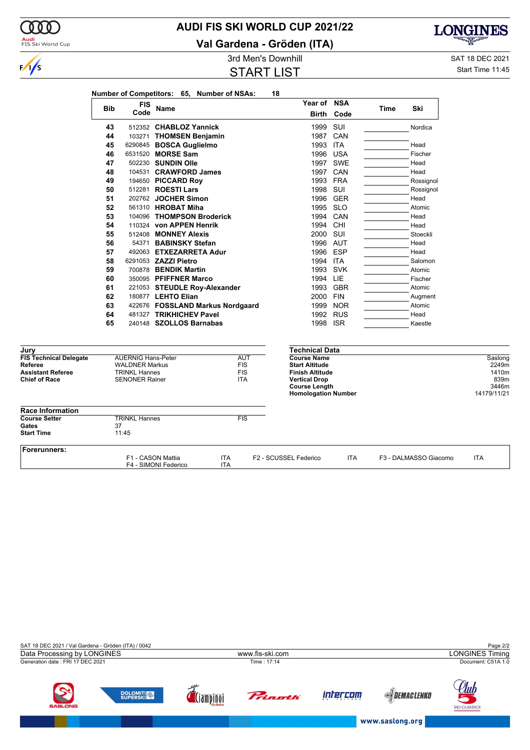# AUDI FIS SKI WORLD CUP 2021/22

## Val Gardena - Gröden (ITA)

3rd Men's Downhill

SAT 18 DEC 2021

## START LIST

Start Time 11:45

**Number of Competitors: 65, Number of NSAs: 18**

| Bib | FIS Code | Name | Year of Birth | NSA Code | Time | Ski |
|---|---|---|---|---|---|---|
| 43 | 512352 | **CHABLOZ Yannick** | 1999 | SUI | | Nordica |
| 44 | 103271 | **THOMSEN Benjamin** | 1987 | CAN | | |
| 45 | 6290845 | **BOSCA Guglielmo** | 1993 | ITA | | Head |
| 46 | 6531520 | **MORSE Sam** | 1996 | USA | | Fischer |
| 47 | 502230 | **SUNDIN Olle** | 1997 | SWE | | Head |
| 48 | 104531 | **CRAWFORD James** | 1997 | CAN | | Head |
| 49 | 194650 | **PICCARD Roy** | 1993 | FRA | | Rossignol |
| 50 | 512281 | **ROESTI Lars** | 1998 | SUI | | Rossignol |
| 51 | 202762 | **JOCHER Simon** | 1996 | GER | | Head |
| 52 | 561310 | **HROBAT Miha** | 1995 | SLO | | Atomic |
| 53 | 104096 | **THOMPSON Broderick** | 1994 | CAN | | Head |
| 54 | 110324 | **von APPEN Henrik** | 1994 | CHI | | Head |
| 55 | 512408 | **MONNEY Alexis** | 2000 | SUI | | Stoeckli |
| 56 | 54371 | **BABINSKY Stefan** | 1996 | AUT | | Head |
| 57 | 492063 | **ETXEZARRETA Adur** | 1996 | ESP | | Head |
| 58 | 6291053 | **ZAZZI Pietro** | 1994 | ITA | | Salomon |
| 59 | 700878 | **BENDIK Martin** | 1993 | SVK | | Atomic |
| 60 | 350095 | **PFIFFNER Marco** | 1994 | LIE | | Fischer |
| 61 | 221053 | **STEUDLE Roy-Alexander** | 1993 | GBR | | Atomic |
| 62 | 180877 | **LEHTO Elian** | 2000 | FIN | | Augment |
| 63 | 422676 | **FOSSLAND Markus Nordgaard** | 1999 | NOR | | Atomic |
| 64 | 481327 | **TRIKHICHEV Pavel** | 1992 | RUS | | Head |
| 65 | 240148 | **SZOLLOS Barnabas** | 1998 | ISR | | Kaestle |

| Jury | | |
|---|---|---|
| **FIS Technical Delegate** | AUERNIG Hans-Peter | AUT |
| **Referee** | WALDNER Markus | FIS |
| **Assistant Referee** | TRINKL Hannes | FIS |
| **Chief of Race** | SENONER Rainer | ITA |

| Technical Data | |
|---|---|
| **Course Name** | Saslong |
| **Start Altitude** | 2249m |
| **Finish Altitude** | 1410m |
| **Vertical Drop** | 839m |
| **Course Length** | 3446m |
| **Homologation Number** | 14179/11/21 |

| Race Information | | |
|---|---|---|
| **Course Setter** | TRINKL Hannes | FIS |
| **Gates** | 37 | |
| **Start Time** | 11:45 | |

**Forerunners:**

- F1 - CASON Mattia ITA
- F2 - SCUSSEL Federico ITA
- F3 - DALMASSO Giacomo ITA
- F4 - SIMONI Federico ITA

SAT 18 DEC 2021 / Val Gardena - Gröden (ITA) / 0042

Data Processing by LONGINES — www.fis-ski.com — LONGINES Timing

Generation date : FRI 17 DEC 2021 — Time : 17:14 — Document: C51A 1.0

www.saslong.org